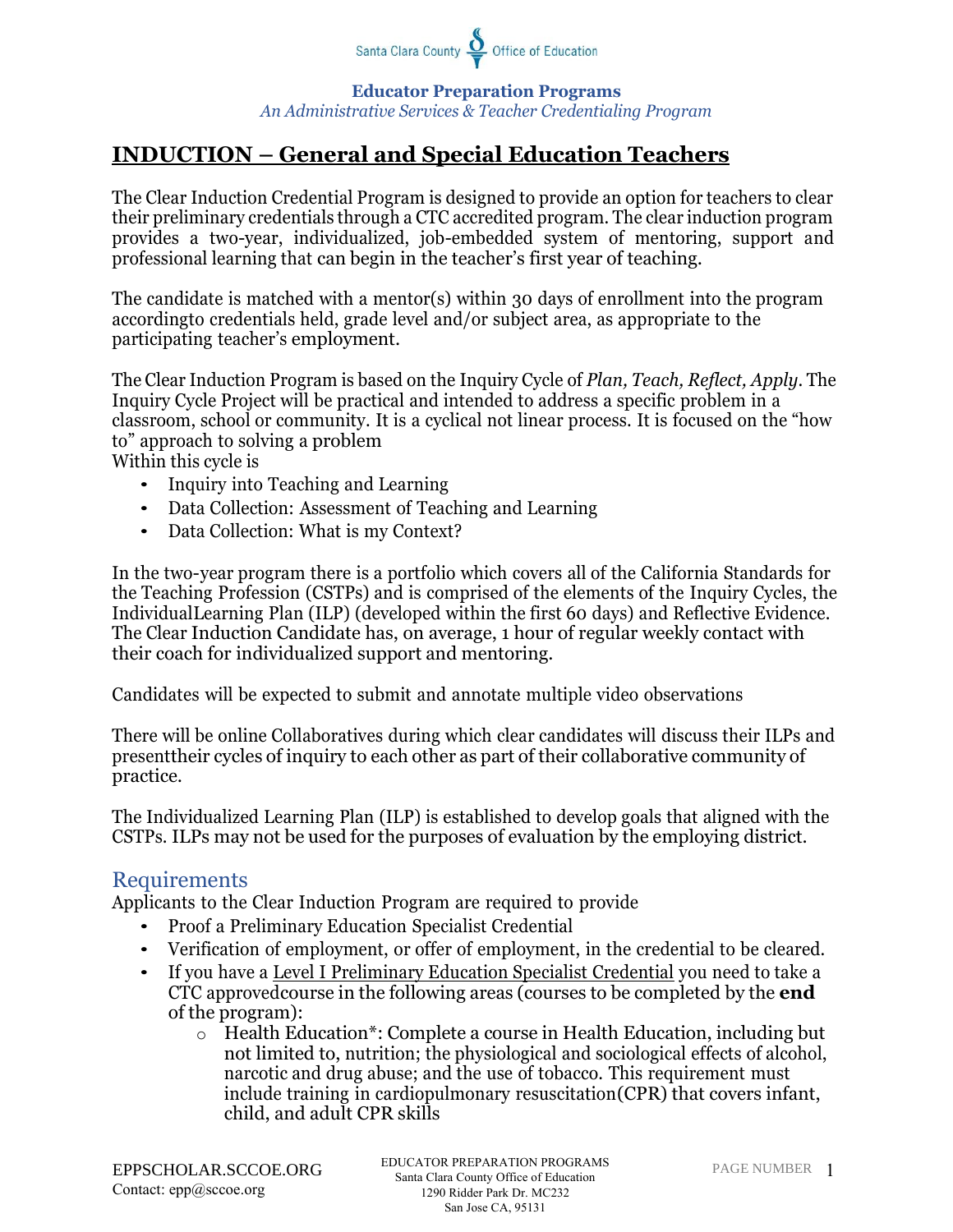Santa Clara County Office of Education

**Educator Preparation Programs**
*An Administrative Services & Teacher Credentialing Program*

# INDUCTION – General and Special Education Teachers

The Clear Induction Credential Program is designed to provide an option for teachers to clear their preliminary credentials through a CTC accredited program. The clear induction program provides a two-year, individualized, job-embedded system of mentoring, support and professional learning that can begin in the teacher's first year of teaching.

The candidate is matched with a mentor(s) within 30 days of enrollment into the program accordingto credentials held, grade level and/or subject area, as appropriate to the participating teacher's employment.

The Clear Induction Program is based on the Inquiry Cycle of *Plan, Teach, Reflect, Apply*. The Inquiry Cycle Project will be practical and intended to address a specific problem in a classroom, school or community. It is a cyclical not linear process. It is focused on the "how to" approach to solving a problem
Within this cycle is

- Inquiry into Teaching and Learning
- Data Collection: Assessment of Teaching and Learning
- Data Collection: What is my Context?

In the two-year program there is a portfolio which covers all of the California Standards for the Teaching Profession (CSTPs) and is comprised of the elements of the Inquiry Cycles, the IndividualLearning Plan (ILP) (developed within the first 60 days) and Reflective Evidence. The Clear Induction Candidate has, on average, 1 hour of regular weekly contact with their coach for individualized support and mentoring.

Candidates will be expected to submit and annotate multiple video observations

There will be online Collaboratives during which clear candidates will discuss their ILPs and presenttheir cycles of inquiry to each other as part of their collaborative community of practice.

The Individualized Learning Plan (ILP) is established to develop goals that aligned with the CSTPs. ILPs may not be used for the purposes of evaluation by the employing district.

## Requirements

Applicants to the Clear Induction Program are required to provide

- Proof a Preliminary Education Specialist Credential
- Verification of employment, or offer of employment, in the credential to be cleared.
- If you have a Level I Preliminary Education Specialist Credential you need to take a CTC approvedcourse in the following areas (courses to be completed by the **end** of the program):
  - Health Education*: Complete a course in Health Education, including but not limited to, nutrition; the physiological and sociological effects of alcohol, narcotic and drug abuse; and the use of tobacco. This requirement must include training in cardiopulmonary resuscitation(CPR) that covers infant, child, and adult CPR skills

EPPSCHOLAR.SCCOE.ORG
Contact: epp@sccoe.org

EDUCATOR PREPARATION PROGRAMS
Santa Clara County Office of Education
1290 Ridder Park Dr. MC232
San Jose CA, 95131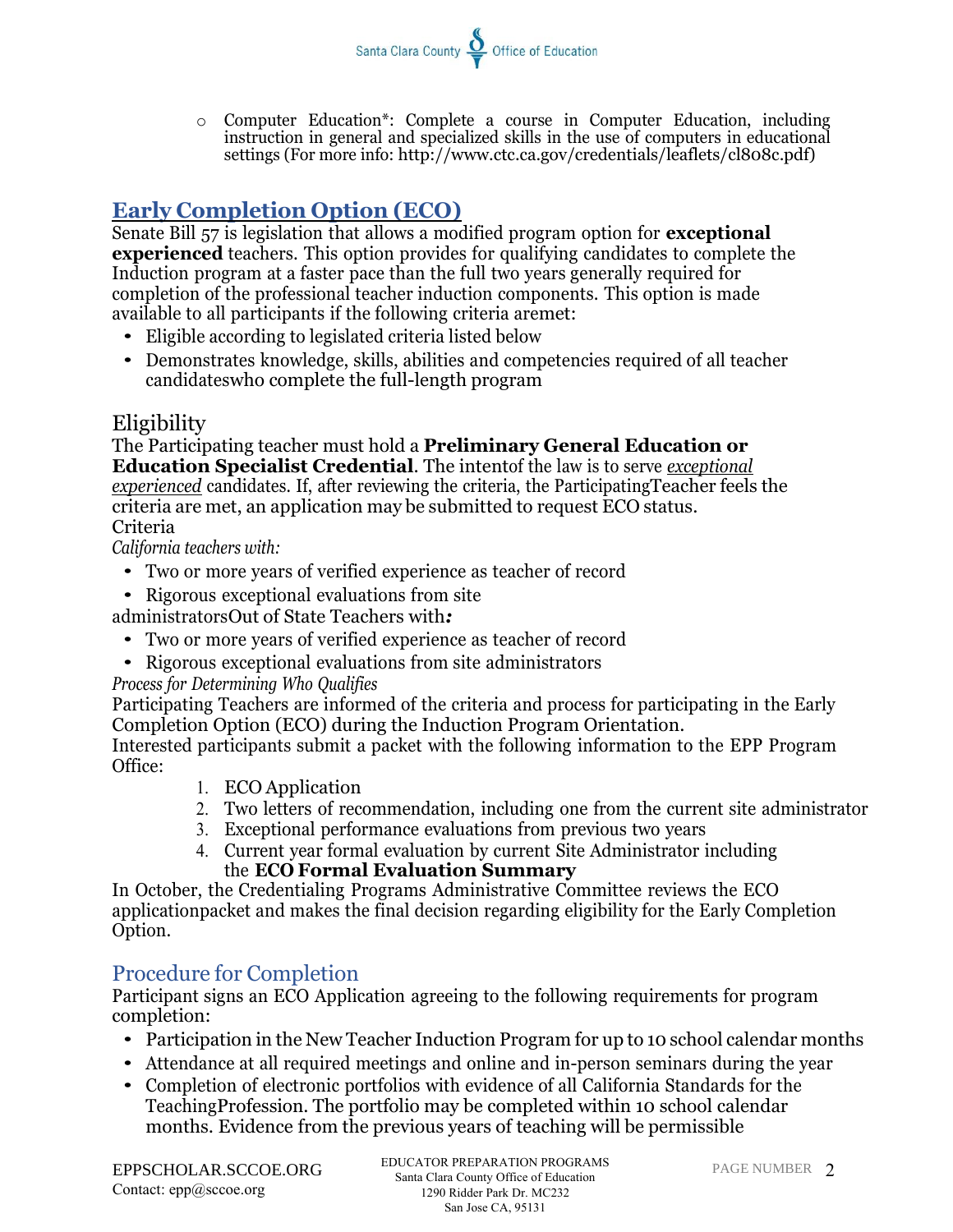- Computer Education*: Complete a course in Computer Education, including instruction in general and specialized skills in the use of computers in educational settings (For more info: http://www.ctc.ca.gov/credentials/leaflets/cl808c.pdf)

## Early Completion Option (ECO)

Senate Bill 57 is legislation that allows a modified program option for **exceptional experienced** teachers. This option provides for qualifying candidates to complete the Induction program at a faster pace than the full two years generally required for completion of the professional teacher induction components. This option is made available to all participants if the following criteria aremet:

- Eligible according to legislated criteria listed below
- Demonstrates knowledge, skills, abilities and competencies required of all teacher candidateswho complete the full-length program

### Eligibility

The Participating teacher must hold a **Preliminary General Education or Education Specialist Credential**. The intentof the law is to serve *exceptional experienced* candidates. If, after reviewing the criteria, the ParticipatingTeacher feels the criteria are met, an application may be submitted to request ECO status.

Criteria

*California teachers with:*

- Two or more years of verified experience as teacher of record
- Rigorous exceptional evaluations from site administrators

Out of State Teachers with*:*

- Two or more years of verified experience as teacher of record
- Rigorous exceptional evaluations from site administrators

*Process for Determining Who Qualifies*

Participating Teachers are informed of the criteria and process for participating in the Early Completion Option (ECO) during the Induction Program Orientation.

Interested participants submit a packet with the following information to the EPP Program Office:

1. ECO Application
2. Two letters of recommendation, including one from the current site administrator
3. Exceptional performance evaluations from previous two years
4. Current year formal evaluation by current Site Administrator including the **ECO Formal Evaluation Summary**

In October, the Credentialing Programs Administrative Committee reviews the ECO applicationpacket and makes the final decision regarding eligibility for the Early Completion Option.

### Procedure for Completion

Participant signs an ECO Application agreeing to the following requirements for program completion:

- Participation in the New Teacher Induction Program for up to 10 school calendar months
- Attendance at all required meetings and online and in-person seminars during the year
- Completion of electronic portfolios with evidence of all California Standards for the TeachingProfession. The portfolio may be completed within 10 school calendar months. Evidence from the previous years of teaching will be permissible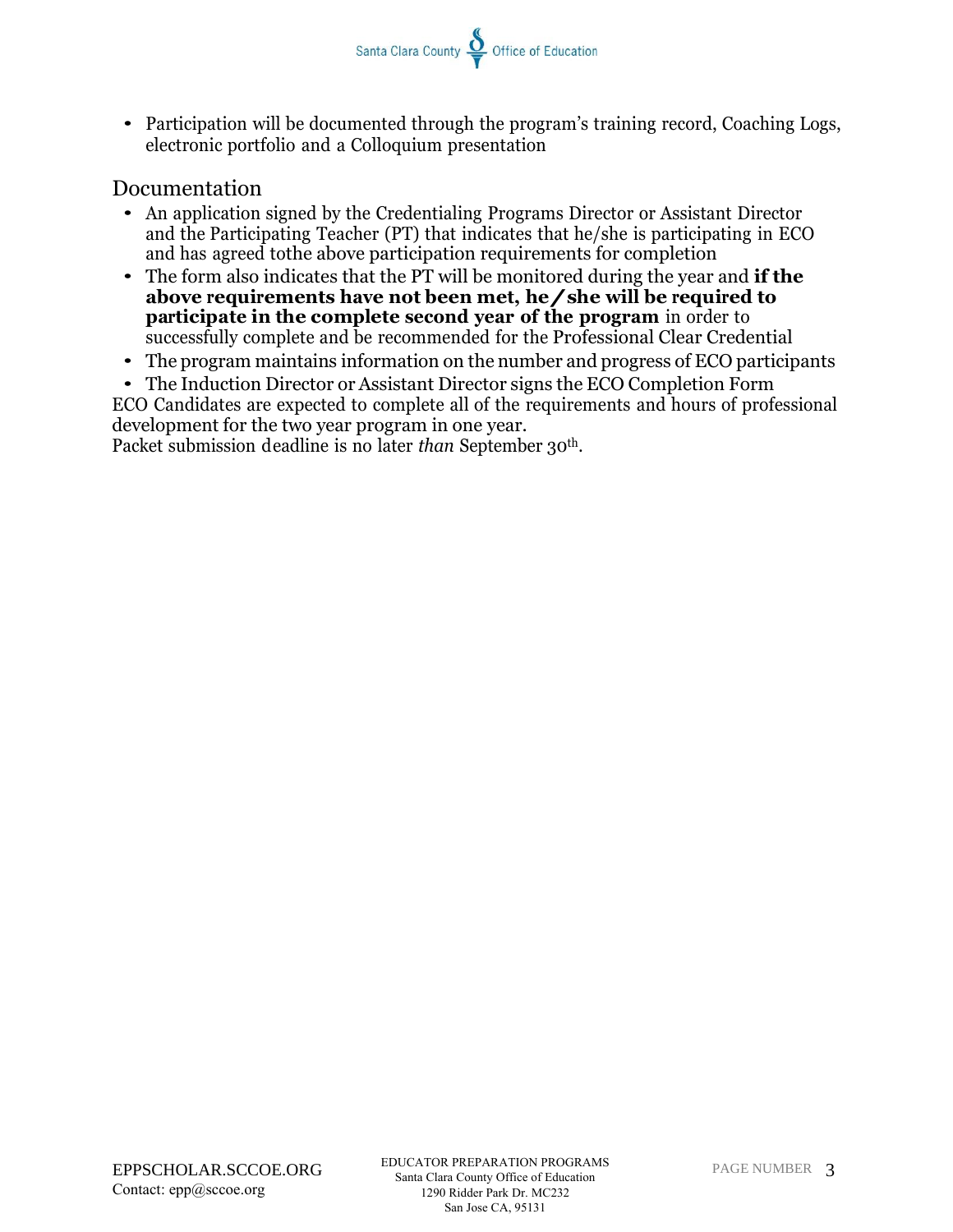- Participation will be documented through the program's training record, Coaching Logs, electronic portfolio and a Colloquium presentation

## Documentation

- An application signed by the Credentialing Programs Director or Assistant Director and the Participating Teacher (PT) that indicates that he/she is participating in ECO and has agreed tothe above participation requirements for completion
- The form also indicates that the PT will be monitored during the year and **if the above requirements have not been met, he/she will be required to participate in the complete second year of the program** in order to successfully complete and be recommended for the Professional Clear Credential
- The program maintains information on the number and progress of ECO participants
- The Induction Director or Assistant Director signs the ECO Completion Form

ECO Candidates are expected to complete all of the requirements and hours of professional development for the two year program in one year.
Packet submission deadline is no later *than* September 30th.